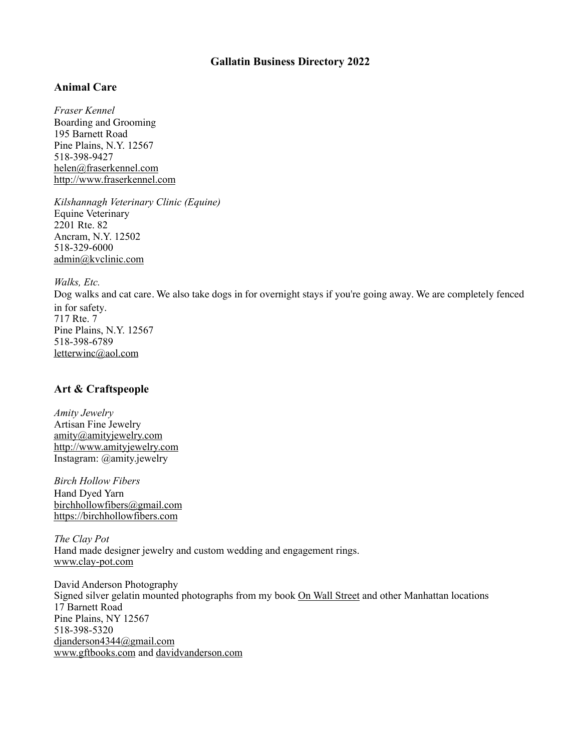# Gallatin Business Directory 2022

## Animal Care

*Fraser Kennel*
Boarding and Grooming
195 Barnett Road
Pine Plains, N.Y. 12567
518-398-9427
helen@fraserkennel.com
http://www.fraserkennel.com

*Kilshannagh Veterinary Clinic (Equine)*
Equine Veterinary
2201 Rte. 82
Ancram, N.Y. 12502
518-329-6000
admin@kvclinic.com

*Walks, Etc.*
Dog walks and cat care. We also take dogs in for overnight stays if you're going away. We are completely fenced in for safety.
717 Rte. 7
Pine Plains, N.Y. 12567
518-398-6789
letterwinc@aol.com

## Art & Craftspeople

*Amity Jewelry*
Artisan Fine Jewelry
amity@amityjewelry.com
http://www.amityjewelry.com
Instagram: @amity.jewelry

*Birch Hollow Fibers*
Hand Dyed Yarn
birchhollowfibers@gmail.com
https://birchhollowfibers.com

*The Clay Pot*
Hand made designer jewelry and custom wedding and engagement rings.
www.clay-pot.com

David Anderson Photography
Signed silver gelatin mounted photographs from my book On Wall Street and other Manhattan locations
17 Barnett Road
Pine Plains, NY 12567
518-398-5320
djanderson4344@gmail.com
www.gftbooks.com and davidvanderson.com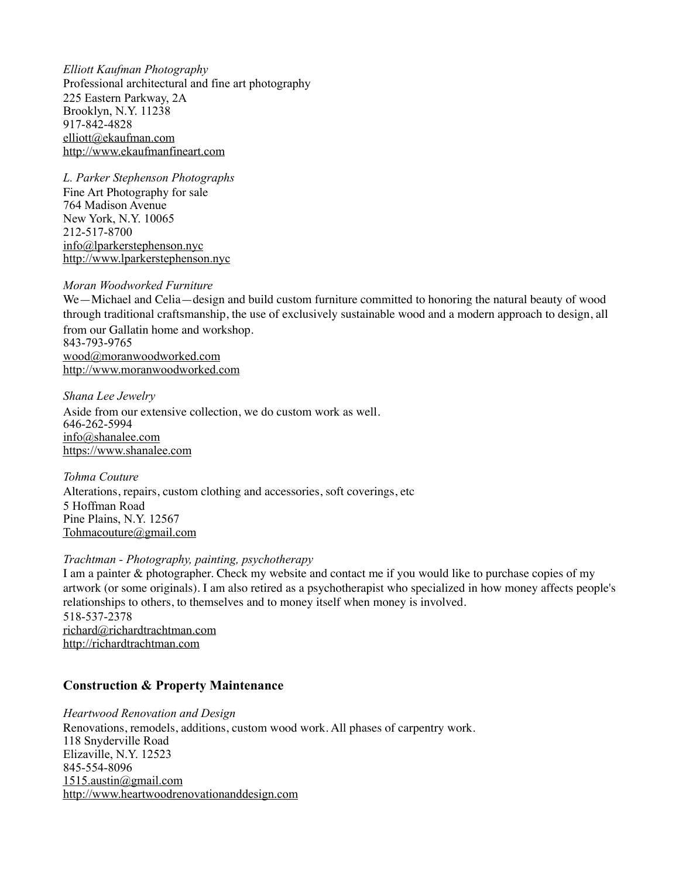*Elliott Kaufman Photography*
Professional architectural and fine art photography
225 Eastern Parkway, 2A
Brooklyn, N.Y. 11238
917-842-4828
elliott@ekaufman.com
http://www.ekaufmanfineart.com

*L. Parker Stephenson Photographs*
Fine Art Photography for sale
764 Madison Avenue
New York, N.Y. 10065
212-517-8700
info@lparkerstephenson.nyc
http://www.lparkerstephenson.nyc

*Moran Woodworked Furniture*
We—Michael and Celia—design and build custom furniture committed to honoring the natural beauty of wood through traditional craftsmanship, the use of exclusively sustainable wood and a modern approach to design, all from our Gallatin home and workshop.
843-793-9765
wood@moranwoodworked.com
http://www.moranwoodworked.com

*Shana Lee Jewelry*
Aside from our extensive collection, we do custom work as well.
646-262-5994
info@shanalee.com
https://www.shanalee.com

*Tohma Couture*
Alterations, repairs, custom clothing and accessories, soft coverings, etc
5 Hoffman Road
Pine Plains, N.Y. 12567
Tohmacouture@gmail.com

*Trachtman - Photography, painting, psychotherapy*
I am a painter & photographer. Check my website and contact me if you would like to purchase copies of my artwork (or some originals). I am also retired as a psychotherapist who specialized in how money affects people's relationships to others, to themselves and to money itself when money is involved.
518-537-2378
richard@richardtrachtman.com
http://richardtrachtman.com

## Construction & Property Maintenance

*Heartwood Renovation and Design*
Renovations, remodels, additions, custom wood work. All phases of carpentry work.
118 Snyderville Road
Elizaville, N.Y. 12523
845-554-8096
1515.austin@gmail.com
http://www.heartwoodrenovationanddesign.com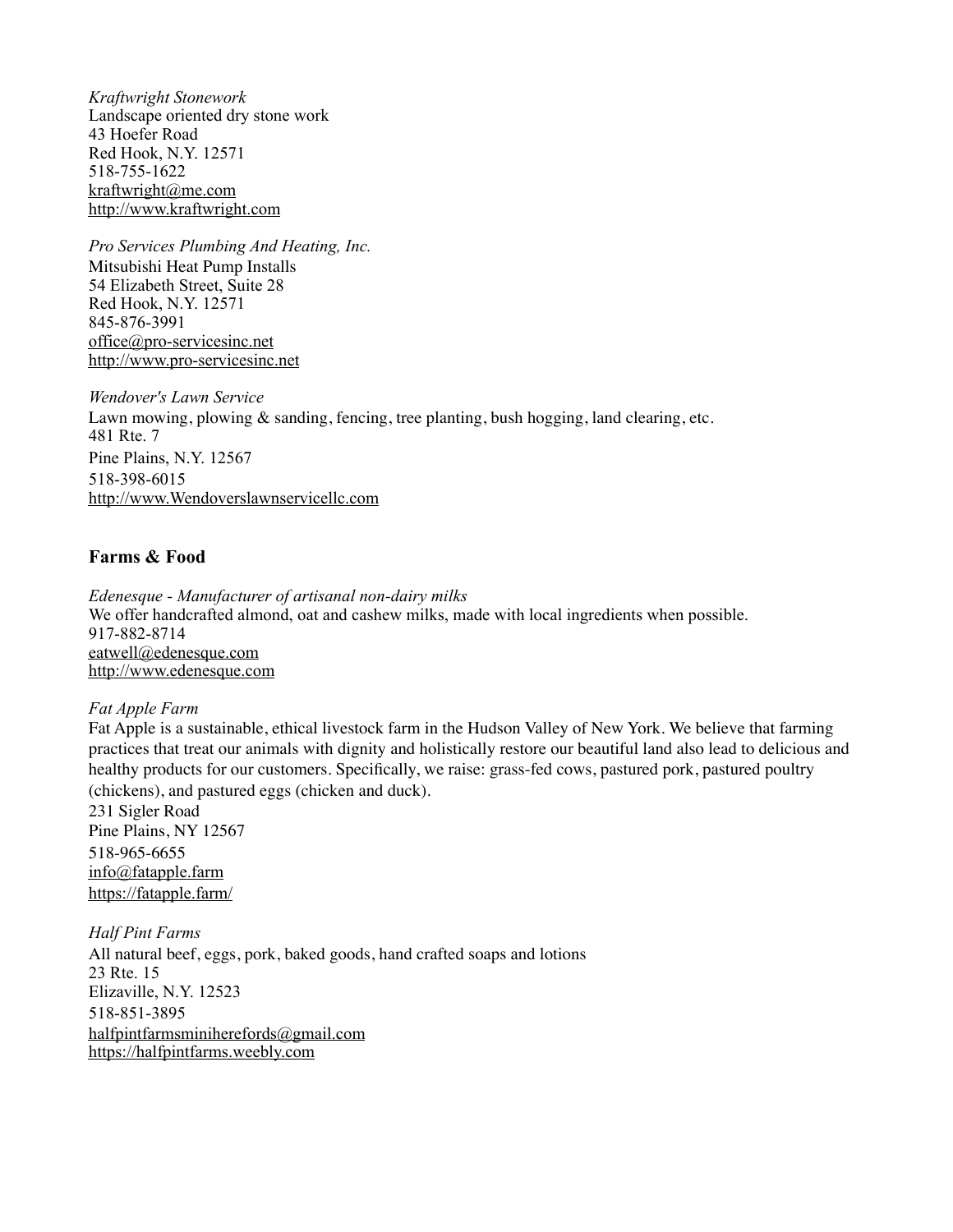*Kraftwright Stonework*
Landscape oriented dry stone work
43 Hoefer Road
Red Hook, N.Y. 12571
518-755-1622
kraftwright@me.com
http://www.kraftwright.com

*Pro Services Plumbing And Heating, Inc.*
Mitsubishi Heat Pump Installs
54 Elizabeth Street, Suite 28
Red Hook, N.Y. 12571
845-876-3991
office@pro-servicesinc.net
http://www.pro-servicesinc.net

*Wendover's Lawn Service*
Lawn mowing, plowing & sanding, fencing, tree planting, bush hogging, land clearing, etc.
481 Rte. 7
Pine Plains, N.Y. 12567
518-398-6015
http://www.Wendoverslawnservicellc.com

### Farms & Food

*Edenesque - Manufacturer of artisanal non-dairy milks*
We offer handcrafted almond, oat and cashew milks, made with local ingredients when possible.
917-882-8714
eatwell@edenesque.com
http://www.edenesque.com

*Fat Apple Farm*
Fat Apple is a sustainable, ethical livestock farm in the Hudson Valley of New York. We believe that farming practices that treat our animals with dignity and holistically restore our beautiful land also lead to delicious and healthy products for our customers. Specifically, we raise: grass-fed cows, pastured pork, pastured poultry (chickens), and pastured eggs (chicken and duck).
231 Sigler Road
Pine Plains, NY 12567
518-965-6655
info@fatapple.farm
https://fatapple.farm/

*Half Pint Farms*
All natural beef, eggs, pork, baked goods, hand crafted soaps and lotions
23 Rte. 15
Elizaville, N.Y. 12523
518-851-3895
halfpintfarmsminiherefords@gmail.com
https://halfpintfarms.weebly.com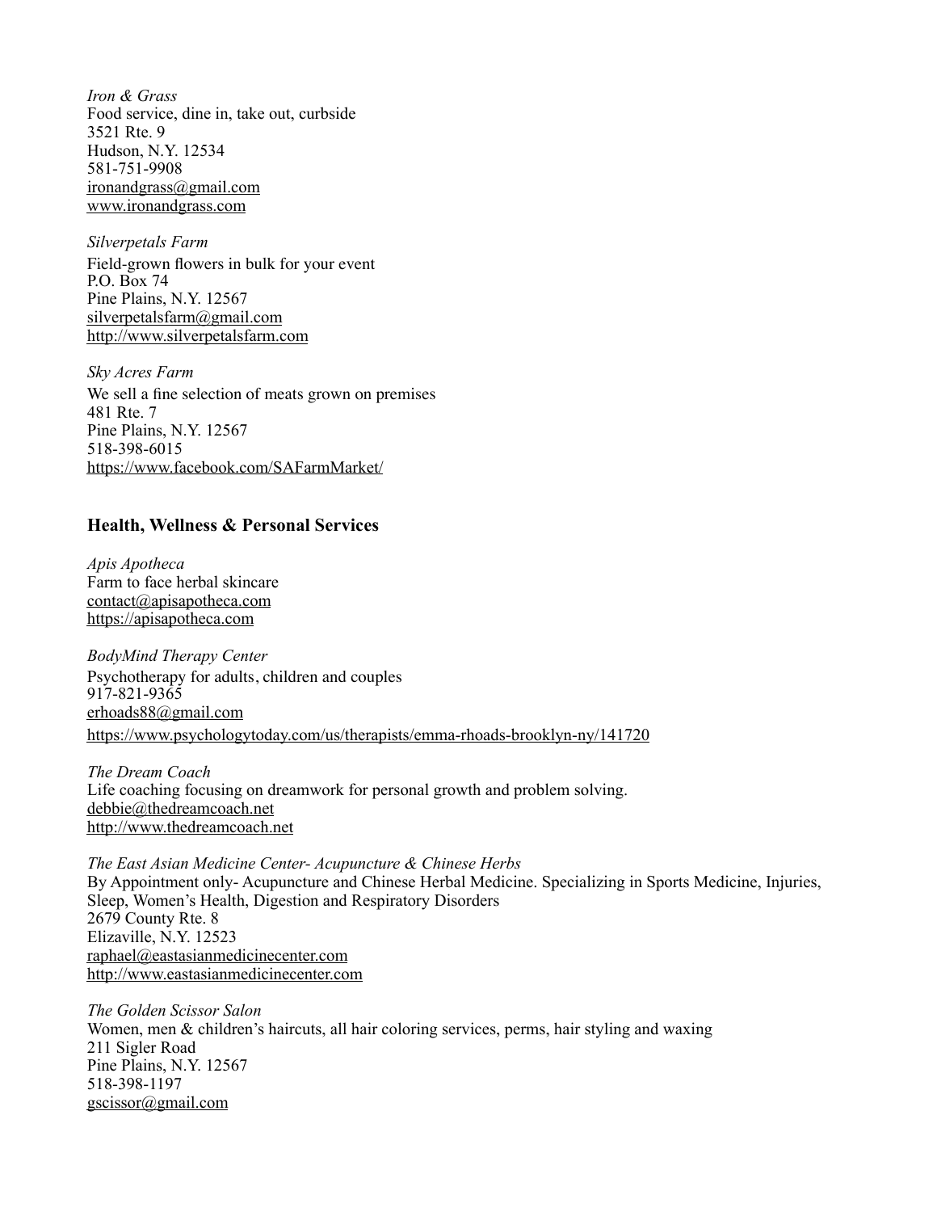*Iron & Grass*
Food service, dine in, take out, curbside
3521 Rte. 9
Hudson, N.Y. 12534
581-751-9908
ironandgrass@gmail.com
www.ironandgrass.com

*Silverpetals Farm*
Field-grown flowers in bulk for your event
P.O. Box 74
Pine Plains, N.Y. 12567
silverpetalsfarm@gmail.com
http://www.silverpetalsfarm.com

*Sky Acres Farm*
We sell a fine selection of meats grown on premises
481 Rte. 7
Pine Plains, N.Y. 12567
518-398-6015
https://www.facebook.com/SAFarmMarket/

### Health, Wellness & Personal Services

*Apis Apotheca*
Farm to face herbal skincare
contact@apisapotheca.com
https://apisapotheca.com

*BodyMind Therapy Center*
Psychotherapy for adults, children and couples
917-821-9365
erhoads88@gmail.com
https://www.psychologytoday.com/us/therapists/emma-rhoads-brooklyn-ny/141720

*The Dream Coach*
Life coaching focusing on dreamwork for personal growth and problem solving.
debbie@thedreamcoach.net
http://www.thedreamcoach.net

*The East Asian Medicine Center- Acupuncture & Chinese Herbs*
By Appointment only- Acupuncture and Chinese Herbal Medicine. Specializing in Sports Medicine, Injuries, Sleep, Women's Health, Digestion and Respiratory Disorders
2679 County Rte. 8
Elizaville, N.Y. 12523
raphael@eastasianmedicinecenter.com
http://www.eastasianmedicinecenter.com

*The Golden Scissor Salon*
Women, men & children's haircuts, all hair coloring services, perms, hair styling and waxing
211 Sigler Road
Pine Plains, N.Y. 12567
518-398-1197
gscissor@gmail.com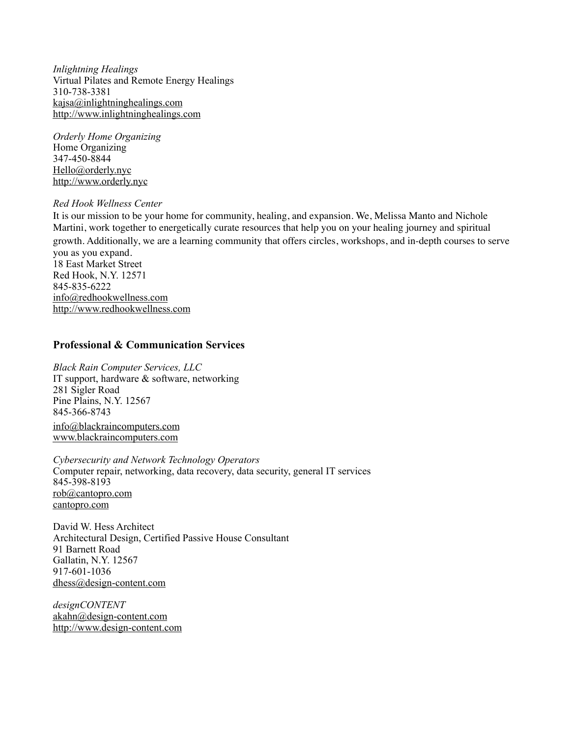*Inlightning Healings*
Virtual Pilates and Remote Energy Healings
310-738-3381
kajsa@inlightninghealings.com
http://www.inlightninghealings.com

*Orderly Home Organizing*
Home Organizing
347-450-8844
Hello@orderly.nyc
http://www.orderly.nyc

*Red Hook Wellness Center*
It is our mission to be your home for community, healing, and expansion. We, Melissa Manto and Nichole Martini, work together to energetically curate resources that help you on your healing journey and spiritual growth. Additionally, we are a learning community that offers circles, workshops, and in-depth courses to serve you as you expand.
18 East Market Street
Red Hook, N.Y. 12571
845-835-6222
info@redhookwellness.com
http://www.redhookwellness.com

### Professional & Communication Services

*Black Rain Computer Services, LLC*
IT support, hardware & software, networking
281 Sigler Road
Pine Plains, N.Y. 12567
845-366-8743
info@blackraincomputers.com
www.blackraincomputers.com

*Cybersecurity and Network Technology Operators*
Computer repair, networking, data recovery, data security, general IT services
845-398-8193
rob@cantopro.com
cantopro.com

David W. Hess Architect
Architectural Design, Certified Passive House Consultant
91 Barnett Road
Gallatin, N.Y. 12567
917-601-1036
dhess@design-content.com

*designCONTENT*
akahn@design-content.com
http://www.design-content.com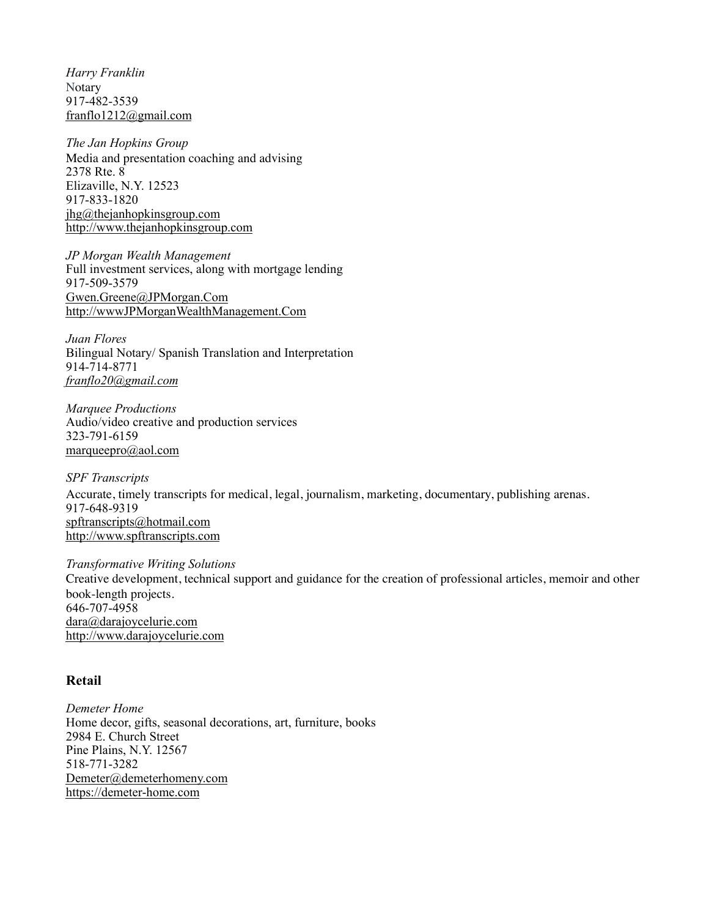*Harry Franklin*
Notary
917-482-3539
franflo1212@gmail.com

*The Jan Hopkins Group*
Media and presentation coaching and advising
2378 Rte. 8
Elizaville, N.Y. 12523
917-833-1820
jhg@thejanhopkinsgroup.com
http://www.thejanhopkinsgroup.com

*JP Morgan Wealth Management*
Full investment services, along with mortgage lending
917-509-3579
Gwen.Greene@JPMorgan.Com
http://wwwJPMorganWealthManagement.Com

*Juan Flores*
Bilingual Notary/ Spanish Translation and Interpretation
914-714-8771
*franflo20@gmail.com*

*Marquee Productions*
Audio/video creative and production services
323-791-6159
marqueepro@aol.com

*SPF Transcripts*
Accurate, timely transcripts for medical, legal, journalism, marketing, documentary, publishing arenas.
917-648-9319
spftranscripts@hotmail.com
http://www.spftranscripts.com

*Transformative Writing Solutions*
Creative development, technical support and guidance for the creation of professional articles, memoir and other book-length projects.
646-707-4958
dara@darajoycelurie.com
http://www.darajoycelurie.com

## Retail

*Demeter Home*
Home decor, gifts, seasonal decorations, art, furniture, books
2984 E. Church Street
Pine Plains, N.Y. 12567
518-771-3282
Demeter@demeterhomeny.com
https://demeter-home.com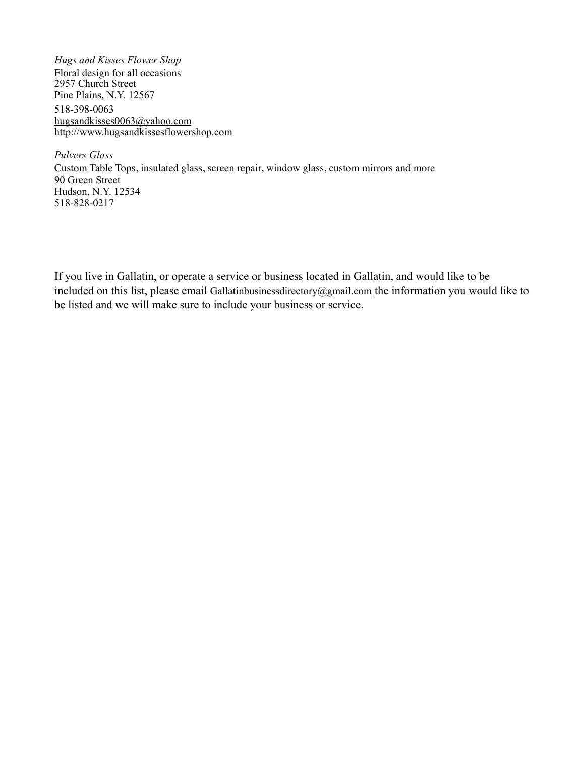*Hugs and Kisses Flower Shop*
Floral design for all occasions
2957 Church Street
Pine Plains, N.Y. 12567
518-398-0063
hugsandkisses0063@yahoo.com
http://www.hugsandkissesflowershop.com

*Pulvers Glass*
Custom Table Tops, insulated glass, screen repair, window glass, custom mirrors and more
90 Green Street
Hudson, N.Y. 12534
518-828-0217

If you live in Gallatin, or operate a service or business located in Gallatin, and would like to be included on this list, please email Gallatinbusinessdirectory@gmail.com the information you would like to be listed and we will make sure to include your business or service.